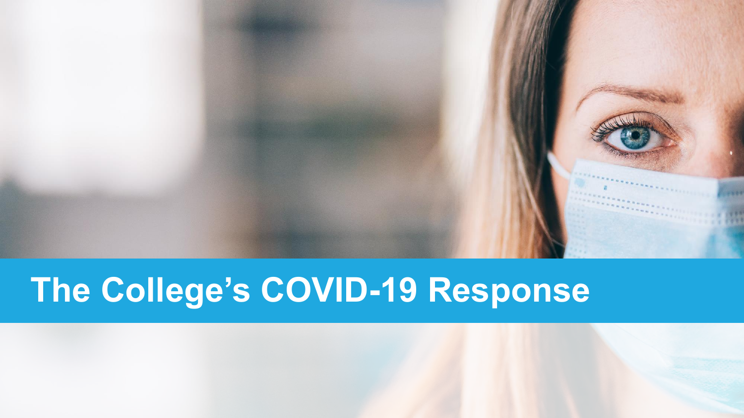# The College's COVID-19 Response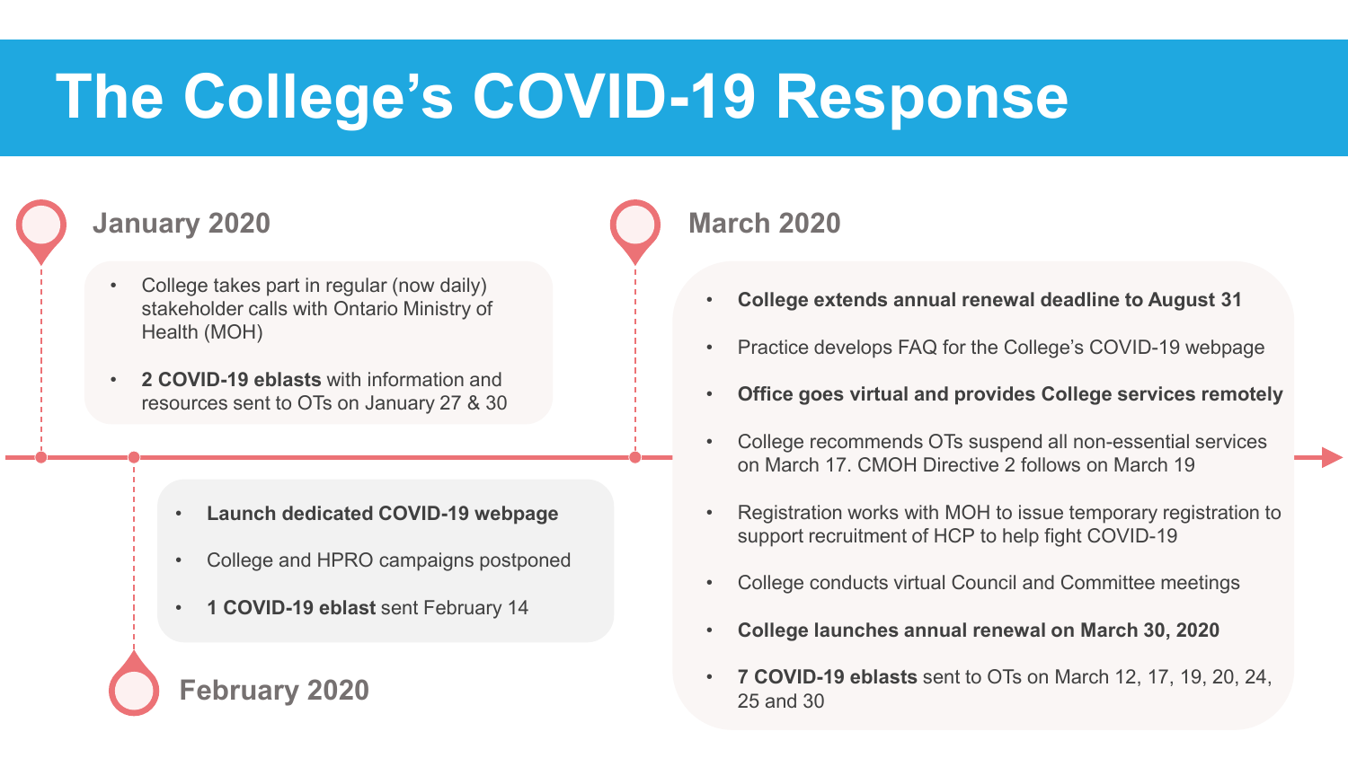# The College's COVID-19 Response

## January 2020

- College takes part in regular (now daily) stakeholder calls with Ontario Ministry of Health (MOH)
- **2 COVID-19 eblasts** with information and resources sent to OTs on January 27 & 30

## February 2020

- **Launch dedicated COVID-19 webpage**
- College and HPRO campaigns postponed
- **1 COVID-19 eblast** sent February 14

## March 2020

- **College extends annual renewal deadline to August 31**
- Practice develops FAQ for the College's COVID-19 webpage
- **Office goes virtual and provides College services remotely**
- College recommends OTs suspend all non-essential services on March 17. CMOH Directive 2 follows on March 19
- Registration works with MOH to issue temporary registration to support recruitment of HCP to help fight COVID-19
- College conducts virtual Council and Committee meetings
- **College launches annual renewal on March 30, 2020**
- **7 COVID-19 eblasts** sent to OTs on March 12, 17, 19, 20, 24, 25 and 30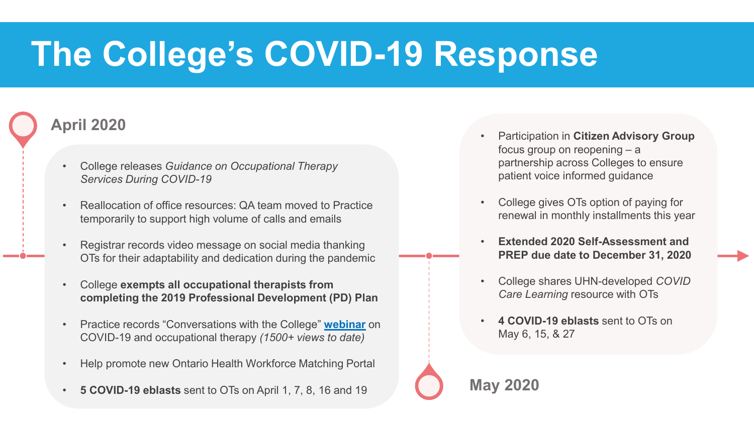# The College's COVID-19 Response

## April 2020

- College releases *Guidance on Occupational Therapy Services During COVID-19*
- Reallocation of office resources: QA team moved to Practice temporarily to support high volume of calls and emails
- Registrar records video message on social media thanking OTs for their adaptability and dedication during the pandemic
- College **exempts all occupational therapists from completing the 2019 Professional Development (PD) Plan**
- Practice records "Conversations with the College" **webinar** on COVID-19 and occupational therapy *(1500+ views to date)*
- Help promote new Ontario Health Workforce Matching Portal
- **5 COVID-19 eblasts** sent to OTs on April 1, 7, 8, 16 and 19

## May 2020

- Participation in **Citizen Advisory Group** focus group on reopening – a partnership across Colleges to ensure patient voice informed guidance
- College gives OTs option of paying for renewal in monthly installments this year
- **Extended 2020 Self-Assessment and PREP due date to December 31, 2020**
- College shares UHN-developed *COVID Care Learning* resource with OTs
- **4 COVID-19 eblasts** sent to OTs on May 6, 15, & 27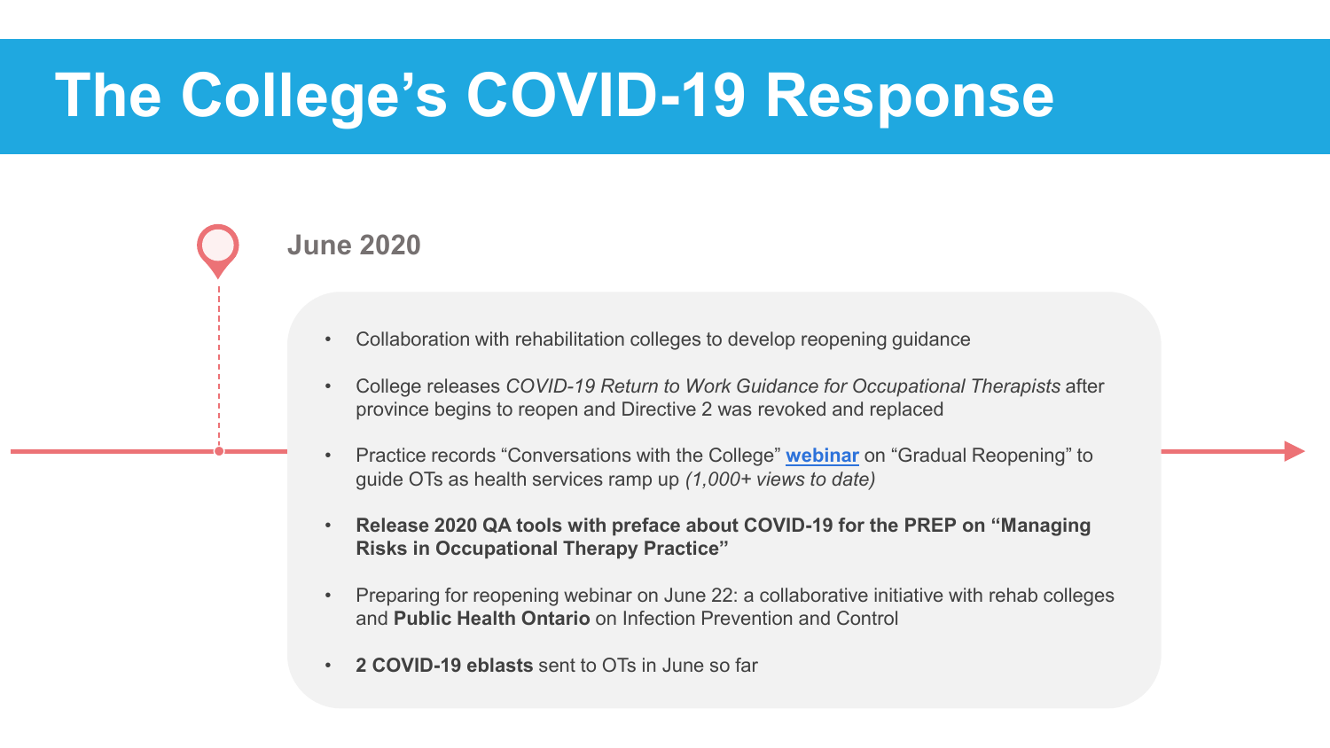# The College's COVID-19 Response

## June 2020

- Collaboration with rehabilitation colleges to develop reopening guidance
- College releases *COVID-19 Return to Work Guidance for Occupational Therapists* after province begins to reopen and Directive 2 was revoked and replaced
- Practice records "Conversations with the College" **webinar** on "Gradual Reopening" to guide OTs as health services ramp up *(1,000+ views to date)*
- **Release 2020 QA tools with preface about COVID-19 for the PREP on "Managing Risks in Occupational Therapy Practice"**
- Preparing for reopening webinar on June 22: a collaborative initiative with rehab colleges and **Public Health Ontario** on Infection Prevention and Control
- **2 COVID-19 eblasts** sent to OTs in June so far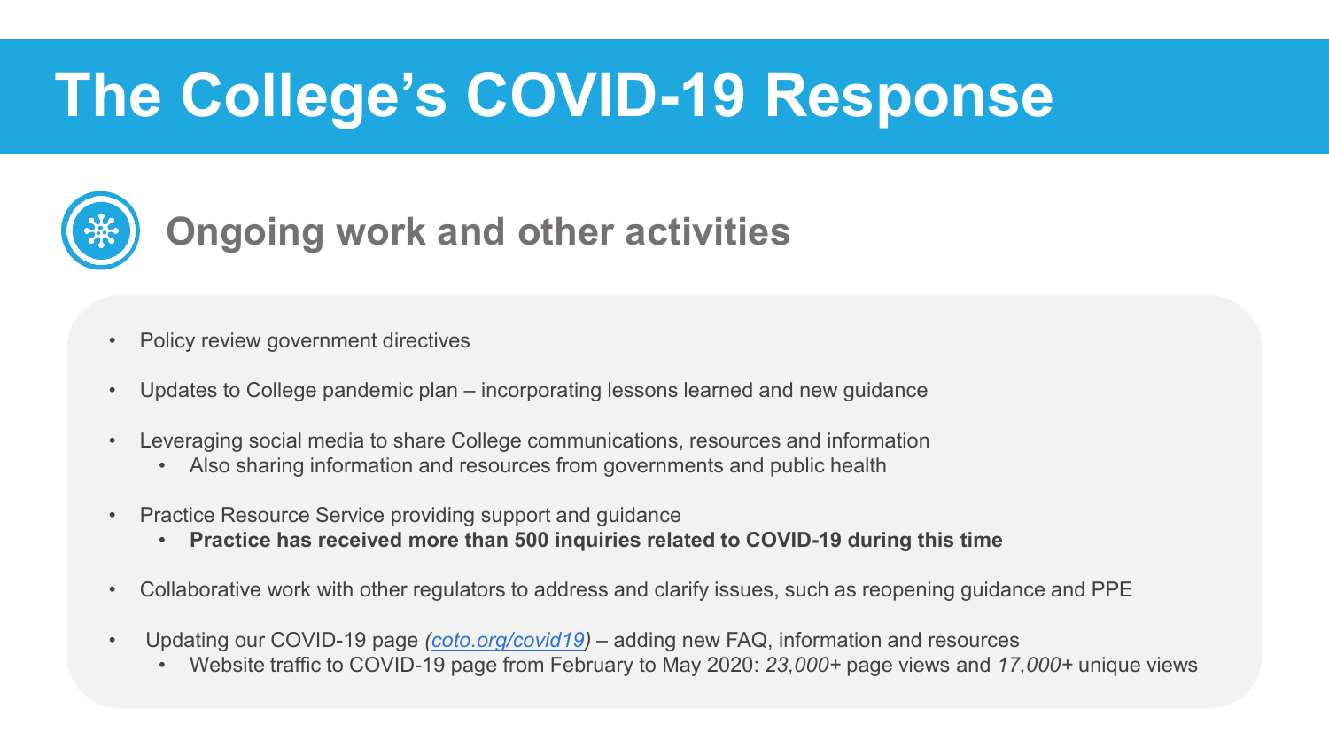# The College's COVID-19 Response

## Ongoing work and other activities

- Policy review government directives
- Updates to College pandemic plan – incorporating lessons learned and new guidance
- Leveraging social media to share College communications, resources and information
  - Also sharing information and resources from governments and public health
- Practice Resource Service providing support and guidance
  - **Practice has received more than 500 inquiries related to COVID-19 during this time**
- Collaborative work with other regulators to address and clarify issues, such as reopening guidance and PPE
- Updating our COVID-19 page *(coto.org/covid19)* – adding new FAQ, information and resources
  - Website traffic to COVID-19 page from February to May 2020: *23,000*+ page views and *17,000*+ unique views